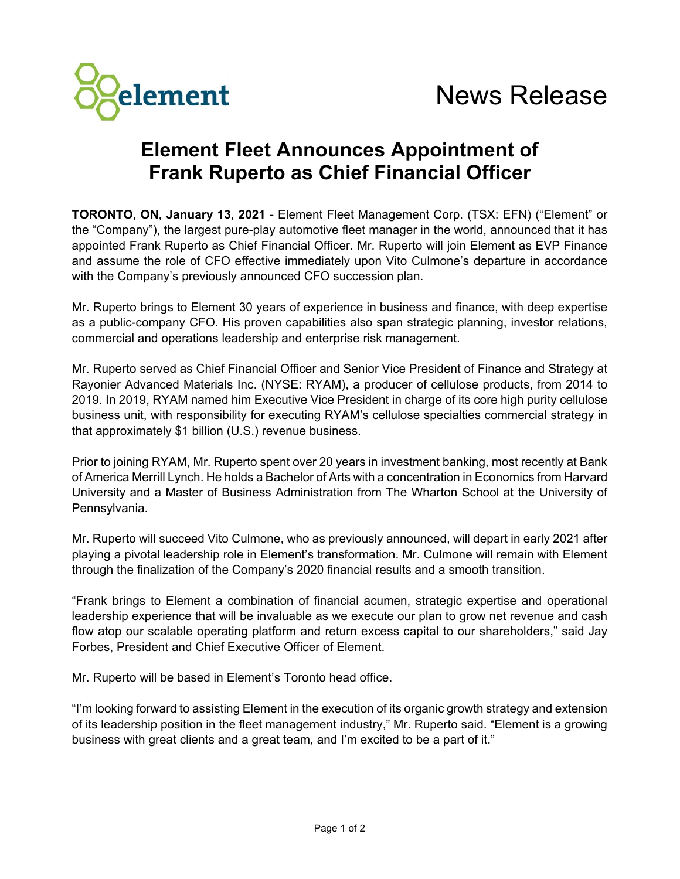element

News Release

# Element Fleet Announces Appointment of Frank Ruperto as Chief Financial Officer

**TORONTO, ON, January 13, 2021** - Element Fleet Management Corp. (TSX: EFN) ("Element" or the "Company"), the largest pure-play automotive fleet manager in the world, announced that it has appointed Frank Ruperto as Chief Financial Officer. Mr. Ruperto will join Element as EVP Finance and assume the role of CFO effective immediately upon Vito Culmone's departure in accordance with the Company's previously announced CFO succession plan.

Mr. Ruperto brings to Element 30 years of experience in business and finance, with deep expertise as a public-company CFO. His proven capabilities also span strategic planning, investor relations, commercial and operations leadership and enterprise risk management.

Mr. Ruperto served as Chief Financial Officer and Senior Vice President of Finance and Strategy at Rayonier Advanced Materials Inc. (NYSE: RYAM), a producer of cellulose products, from 2014 to 2019. In 2019, RYAM named him Executive Vice President in charge of its core high purity cellulose business unit, with responsibility for executing RYAM's cellulose specialties commercial strategy in that approximately $1 billion (U.S.) revenue business.

Prior to joining RYAM, Mr. Ruperto spent over 20 years in investment banking, most recently at Bank of America Merrill Lynch. He holds a Bachelor of Arts with a concentration in Economics from Harvard University and a Master of Business Administration from The Wharton School at the University of Pennsylvania.

Mr. Ruperto will succeed Vito Culmone, who as previously announced, will depart in early 2021 after playing a pivotal leadership role in Element's transformation. Mr. Culmone will remain with Element through the finalization of the Company's 2020 financial results and a smooth transition.

"Frank brings to Element a combination of financial acumen, strategic expertise and operational leadership experience that will be invaluable as we execute our plan to grow net revenue and cash flow atop our scalable operating platform and return excess capital to our shareholders," said Jay Forbes, President and Chief Executive Officer of Element.

Mr. Ruperto will be based in Element's Toronto head office.

"I'm looking forward to assisting Element in the execution of its organic growth strategy and extension of its leadership position in the fleet management industry," Mr. Ruperto said. "Element is a growing business with great clients and a great team, and I'm excited to be a part of it."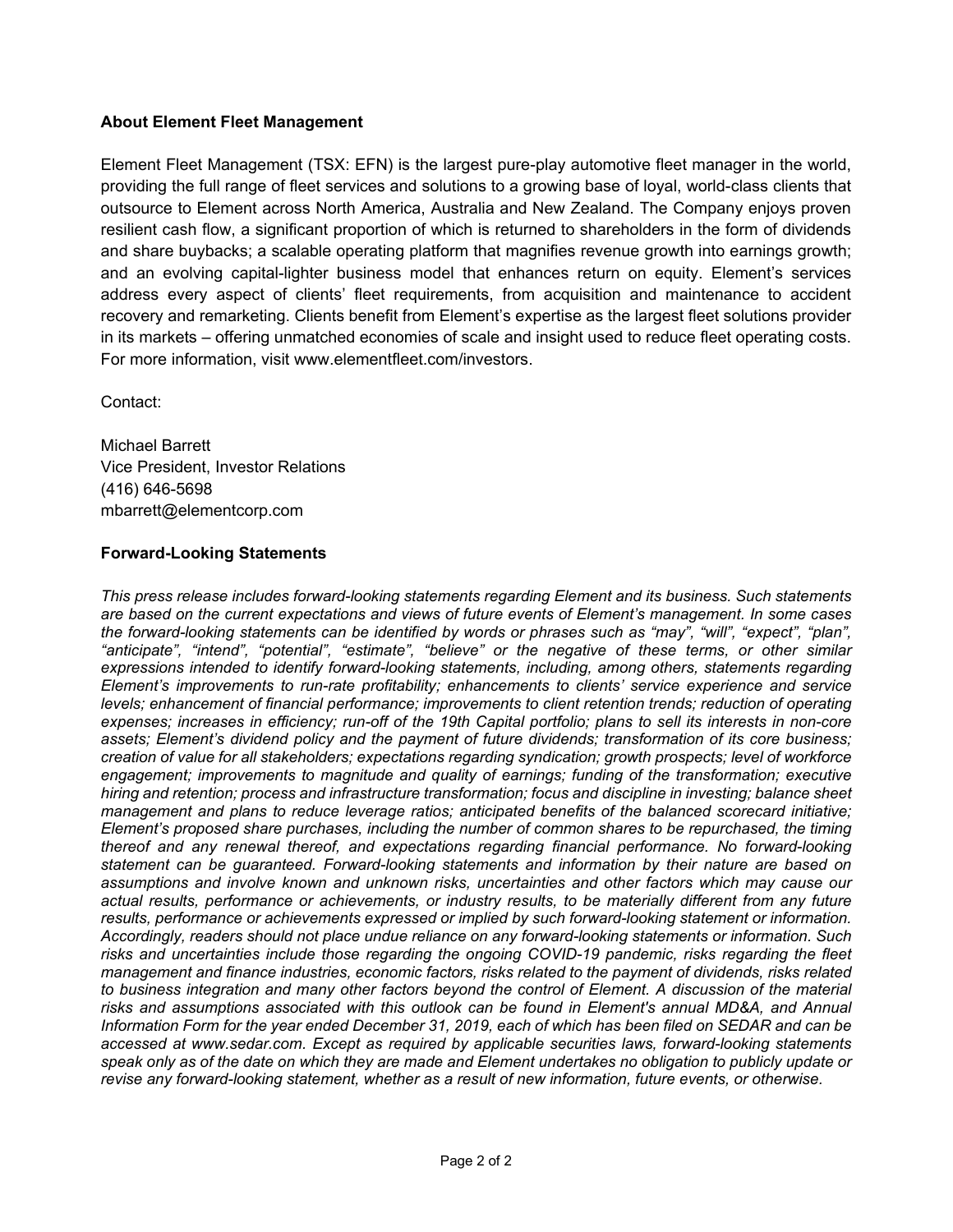## About Element Fleet Management

Element Fleet Management (TSX: EFN) is the largest pure-play automotive fleet manager in the world, providing the full range of fleet services and solutions to a growing base of loyal, world-class clients that outsource to Element across North America, Australia and New Zealand. The Company enjoys proven resilient cash flow, a significant proportion of which is returned to shareholders in the form of dividends and share buybacks; a scalable operating platform that magnifies revenue growth into earnings growth; and an evolving capital-lighter business model that enhances return on equity. Element's services address every aspect of clients' fleet requirements, from acquisition and maintenance to accident recovery and remarketing. Clients benefit from Element's expertise as the largest fleet solutions provider in its markets – offering unmatched economies of scale and insight used to reduce fleet operating costs. For more information, visit www.elementfleet.com/investors.

Contact:

Michael Barrett
Vice President, Investor Relations
(416) 646-5698
mbarrett@elementcorp.com

## Forward-Looking Statements

*This press release includes forward-looking statements regarding Element and its business. Such statements are based on the current expectations and views of future events of Element's management. In some cases the forward-looking statements can be identified by words or phrases such as "may", "will", "expect", "plan", "anticipate", "intend", "potential", "estimate", "believe" or the negative of these terms, or other similar expressions intended to identify forward-looking statements, including, among others, statements regarding Element's improvements to run-rate profitability; enhancements to clients' service experience and service levels; enhancement of financial performance; improvements to client retention trends; reduction of operating expenses; increases in efficiency; run-off of the 19th Capital portfolio; plans to sell its interests in non-core assets; Element's dividend policy and the payment of future dividends; transformation of its core business; creation of value for all stakeholders; expectations regarding syndication; growth prospects; level of workforce engagement; improvements to magnitude and quality of earnings; funding of the transformation; executive hiring and retention; process and infrastructure transformation; focus and discipline in investing; balance sheet management and plans to reduce leverage ratios; anticipated benefits of the balanced scorecard initiative; Element's proposed share purchases, including the number of common shares to be repurchased, the timing thereof and any renewal thereof, and expectations regarding financial performance. No forward-looking statement can be guaranteed. Forward-looking statements and information by their nature are based on assumptions and involve known and unknown risks, uncertainties and other factors which may cause our actual results, performance or achievements, or industry results, to be materially different from any future results, performance or achievements expressed or implied by such forward-looking statement or information. Accordingly, readers should not place undue reliance on any forward-looking statements or information. Such risks and uncertainties include those regarding the ongoing COVID-19 pandemic, risks regarding the fleet management and finance industries, economic factors, risks related to the payment of dividends, risks related to business integration and many other factors beyond the control of Element. A discussion of the material risks and assumptions associated with this outlook can be found in Element's annual MD&A, and Annual Information Form for the year ended December 31, 2019, each of which has been filed on SEDAR and can be accessed at www.sedar.com. Except as required by applicable securities laws, forward-looking statements speak only as of the date on which they are made and Element undertakes no obligation to publicly update or revise any forward-looking statement, whether as a result of new information, future events, or otherwise.*